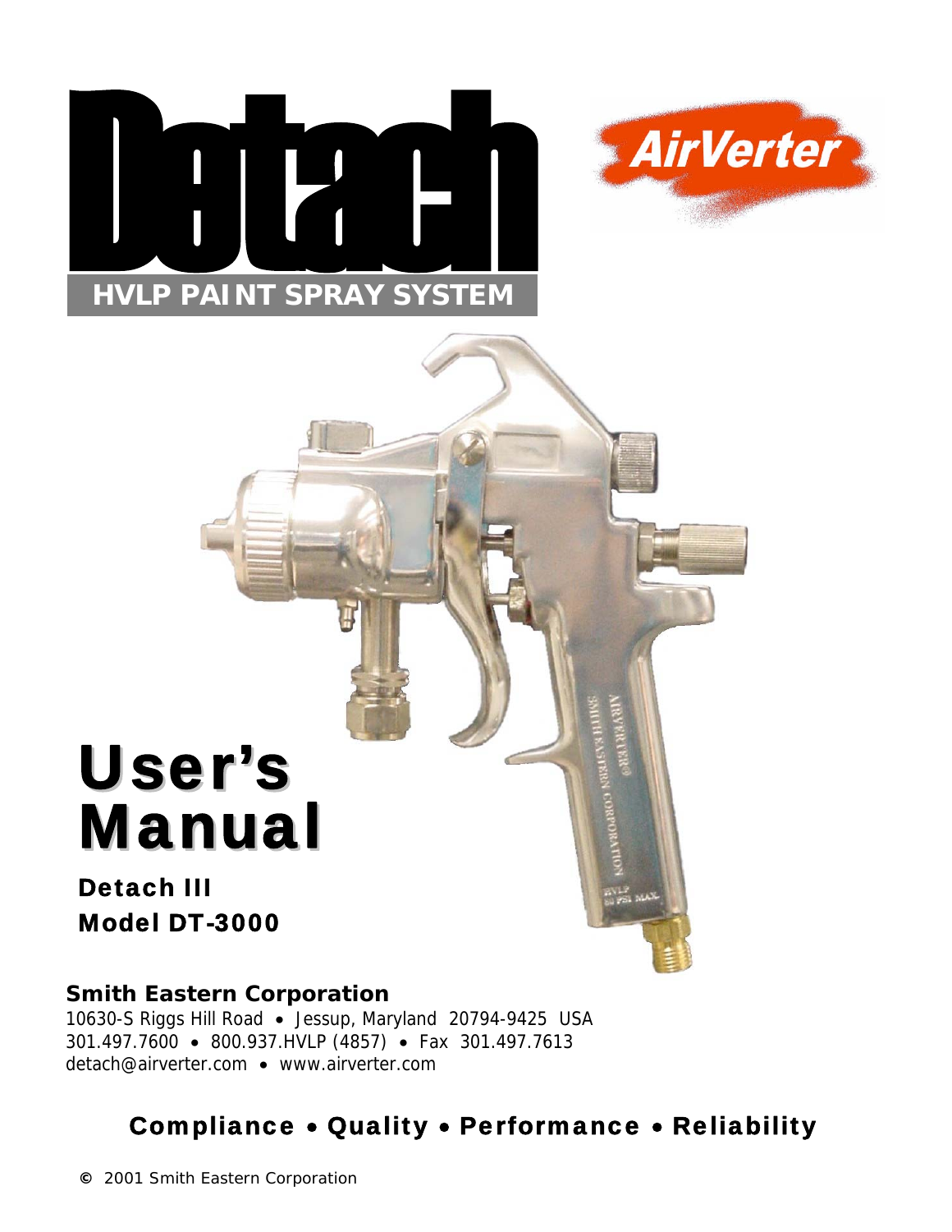# Detach

**HVLP PAINT SPRAY SYSTEM**

AirVerter

# User's Manual

**Detach III**

**Model DT-3000**

**Smith Eastern Corporation**

10630-S Riggs Hill Road • Jessup, Maryland 20794-9425 USA

301.497.7600 • 800.937.HVLP (4857) • Fax 301.497.7613

detach@airverter.com • www.airverter.com

**Compliance • Quality • Performance • Reliability**

© 2001 Smith Eastern Corporation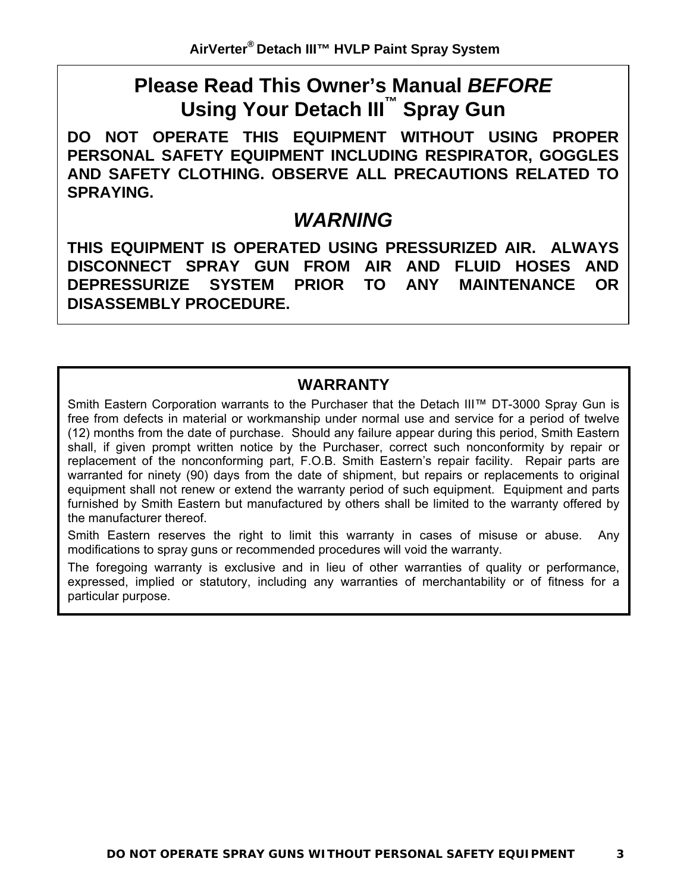# Please Read This Owner's Manual *BEFORE* Using Your Detach III™ Spray Gun

**DO NOT OPERATE THIS EQUIPMENT WITHOUT USING PROPER PERSONAL SAFETY EQUIPMENT INCLUDING RESPIRATOR, GOGGLES AND SAFETY CLOTHING. OBSERVE ALL PRECAUTIONS RELATED TO SPRAYING.**

## *WARNING*

**THIS EQUIPMENT IS OPERATED USING PRESSURIZED AIR. ALWAYS DISCONNECT SPRAY GUN FROM AIR AND FLUID HOSES AND DEPRESSURIZE SYSTEM PRIOR TO ANY MAINTENANCE OR DISASSEMBLY PROCEDURE.**

## WARRANTY

Smith Eastern Corporation warrants to the Purchaser that the Detach III™ DT-3000 Spray Gun is free from defects in material or workmanship under normal use and service for a period of twelve (12) months from the date of purchase. Should any failure appear during this period, Smith Eastern shall, if given prompt written notice by the Purchaser, correct such nonconformity by repair or replacement of the nonconforming part, F.O.B. Smith Eastern's repair facility. Repair parts are warranted for ninety (90) days from the date of shipment, but repairs or replacements to original equipment shall not renew or extend the warranty period of such equipment. Equipment and parts furnished by Smith Eastern but manufactured by others shall be limited to the warranty offered by the manufacturer thereof.

Smith Eastern reserves the right to limit this warranty in cases of misuse or abuse. Any modifications to spray guns or recommended procedures will void the warranty.

The foregoing warranty is exclusive and in lieu of other warranties of quality or performance, expressed, implied or statutory, including any warranties of merchantability or of fitness for a particular purpose.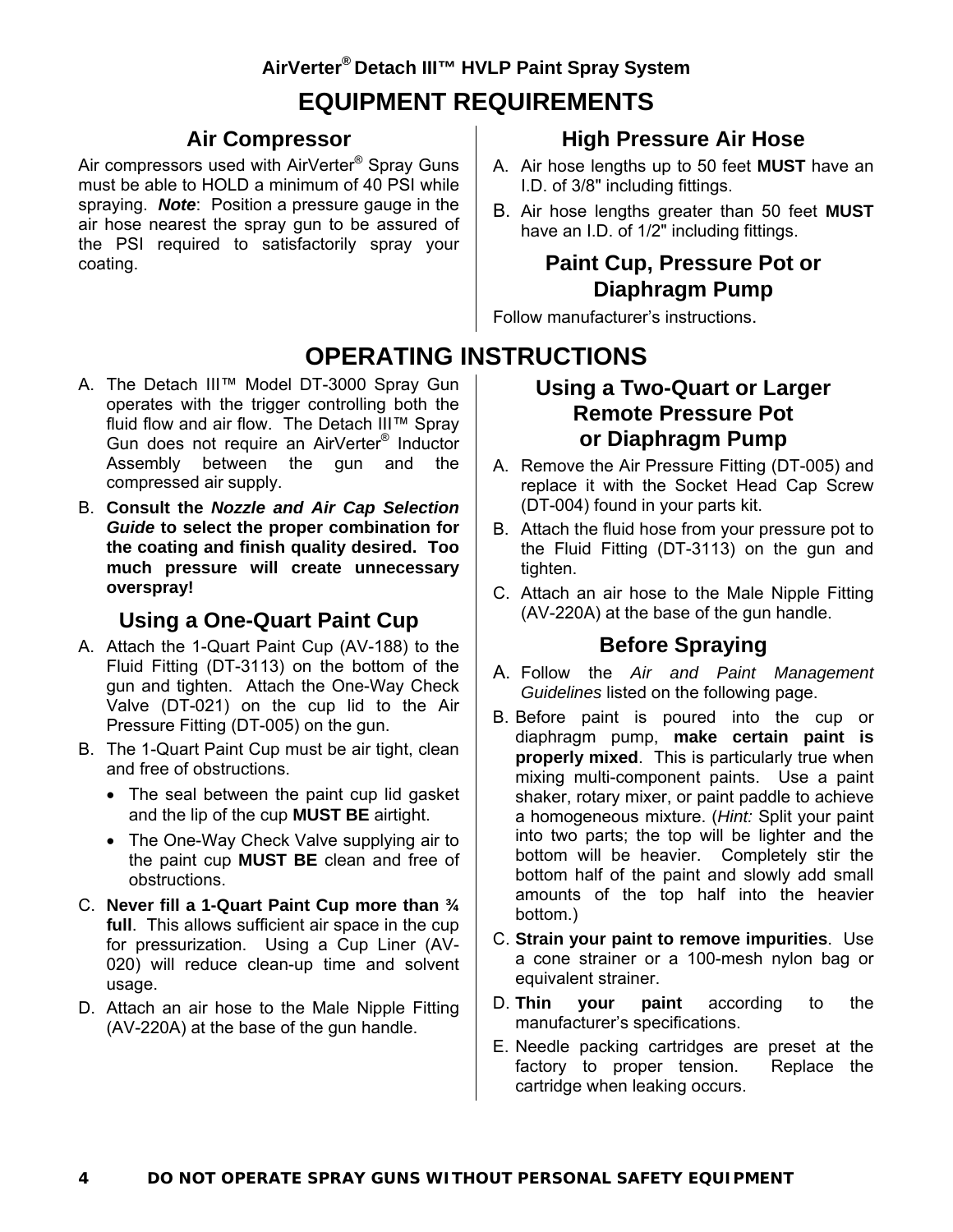AirVerter® Detach III™ HVLP Paint Spray System

# EQUIPMENT REQUIREMENTS

## Air Compressor

Air compressors used with AirVerter® Spray Guns must be able to HOLD a minimum of 40 PSI while spraying. ***Note***: Position a pressure gauge in the air hose nearest the spray gun to be assured of the PSI required to satisfactorily spray your coating.

## High Pressure Air Hose

A. Air hose lengths up to 50 feet **MUST** have an I.D. of 3/8" including fittings.

B. Air hose lengths greater than 50 feet **MUST** have an I.D. of 1/2" including fittings.

## Paint Cup, Pressure Pot or Diaphragm Pump

Follow manufacturer's instructions.

# OPERATING INSTRUCTIONS

A. The Detach III™ Model DT-3000 Spray Gun operates with the trigger controlling both the fluid flow and air flow. The Detach III™ Spray Gun does not require an AirVerter® Inductor Assembly between the gun and the compressed air supply.

B. **Consult the *Nozzle and Air Cap Selection Guide* to select the proper combination for the coating and finish quality desired. Too much pressure will create unnecessary overspray!**

## Using a One-Quart Paint Cup

A. Attach the 1-Quart Paint Cup (AV-188) to the Fluid Fitting (DT-3113) on the bottom of the gun and tighten. Attach the One-Way Check Valve (DT-021) on the cup lid to the Air Pressure Fitting (DT-005) on the gun.

B. The 1-Quart Paint Cup must be air tight, clean and free of obstructions.
   - The seal between the paint cup lid gasket and the lip of the cup **MUST BE** airtight.
   - The One-Way Check Valve supplying air to the paint cup **MUST BE** clean and free of obstructions.

C. **Never fill a 1-Quart Paint Cup more than ¾ full**. This allows sufficient air space in the cup for pressurization. Using a Cup Liner (AV-020) will reduce clean-up time and solvent usage.

D. Attach an air hose to the Male Nipple Fitting (AV-220A) at the base of the gun handle.

## Using a Two-Quart or Larger Remote Pressure Pot or Diaphragm Pump

A. Remove the Air Pressure Fitting (DT-005) and replace it with the Socket Head Cap Screw (DT-004) found in your parts kit.

B. Attach the fluid hose from your pressure pot to the Fluid Fitting (DT-3113) on the gun and tighten.

C. Attach an air hose to the Male Nipple Fitting (AV-220A) at the base of the gun handle.

## Before Spraying

A. Follow the *Air and Paint Management Guidelines* listed on the following page.

B. Before paint is poured into the cup or diaphragm pump, **make certain paint is properly mixed**. This is particularly true when mixing multi-component paints. Use a paint shaker, rotary mixer, or paint paddle to achieve a homogeneous mixture. (*Hint:* Split your paint into two parts; the top will be lighter and the bottom will be heavier. Completely stir the bottom half of the paint and slowly add small amounts of the top half into the heavier bottom.)

C. **Strain your paint to remove impurities**. Use a cone strainer or a 100-mesh nylon bag or equivalent strainer.

D. **Thin your paint** according to the manufacturer's specifications.

E. Needle packing cartridges are preset at the factory to proper tension. Replace the cartridge when leaking occurs.

**DO NOT OPERATE SPRAY GUNS WITHOUT PERSONAL SAFETY EQUIPMENT**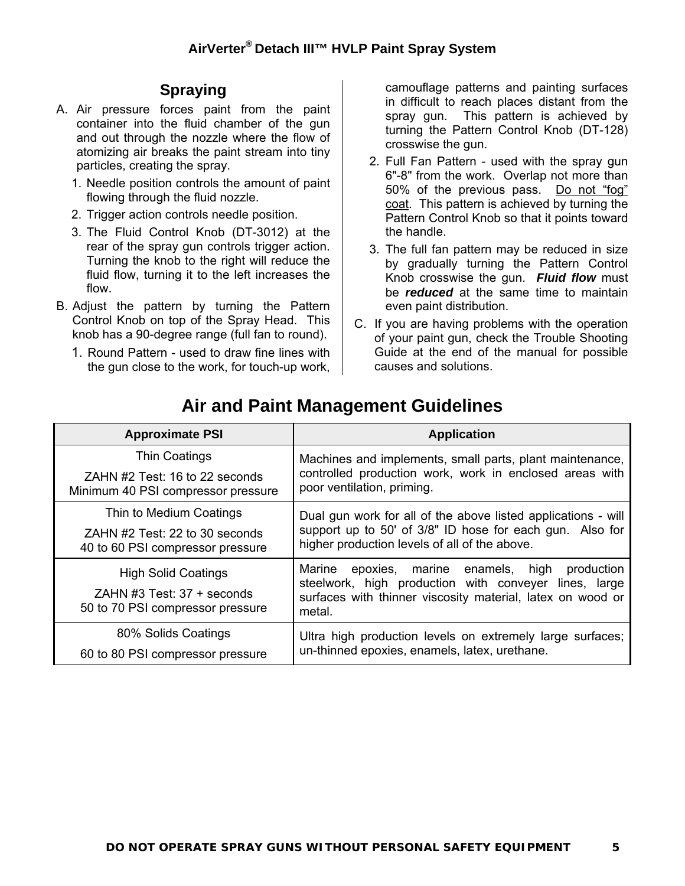## Spraying

A. Air pressure forces paint from the paint container into the fluid chamber of the gun and out through the nozzle where the flow of atomizing air breaks the paint stream into tiny particles, creating the spray.

   1. Needle position controls the amount of paint flowing through the fluid nozzle.
   2. Trigger action controls needle position.
   3. The Fluid Control Knob (DT-3012) at the rear of the spray gun controls trigger action. Turning the knob to the right will reduce the fluid flow, turning it to the left increases the flow.

B. Adjust the pattern by turning the Pattern Control Knob on top of the Spray Head. This knob has a 90-degree range (full fan to round).

   1. Round Pattern - used to draw fine lines with the gun close to the work, for touch-up work, camouflage patterns and painting surfaces in difficult to reach places distant from the spray gun. This pattern is achieved by turning the Pattern Control Knob (DT-128) crosswise the gun.
   2. Full Fan Pattern - used with the spray gun 6"-8" from the work. Overlap not more than 50% of the previous pass. <u>Do not "fog" coat</u>. This pattern is achieved by turning the Pattern Control Knob so that it points toward the handle.
   3. The full fan pattern may be reduced in size by gradually turning the Pattern Control Knob crosswise the gun. ***Fluid flow*** must be ***reduced*** at the same time to maintain even paint distribution.

C. If you are having problems with the operation of your paint gun, check the Trouble Shooting Guide at the end of the manual for possible causes and solutions.

## Air and Paint Management Guidelines

| Approximate PSI | Application |
|---|---|
| Thin Coatings<br>ZAHN #2 Test: 16 to 22 seconds<br>Minimum 40 PSI compressor pressure | Machines and implements, small parts, plant maintenance, controlled production work, work in enclosed areas with poor ventilation, priming. |
| Thin to Medium Coatings<br>ZAHN #2 Test: 22 to 30 seconds<br>40 to 60 PSI compressor pressure | Dual gun work for all of the above listed applications - will support up to 50' of 3/8" ID hose for each gun. Also for higher production levels of all of the above. |
| High Solid Coatings<br>ZAHN #3 Test: 37 + seconds<br>50 to 70 PSI compressor pressure | Marine epoxies, marine enamels, high production steelwork, high production with conveyer lines, large surfaces with thinner viscosity material, latex on wood or metal. |
| 80% Solids Coatings<br>60 to 80 PSI compressor pressure | Ultra high production levels on extremely large surfaces; un-thinned epoxies, enamels, latex, urethane. |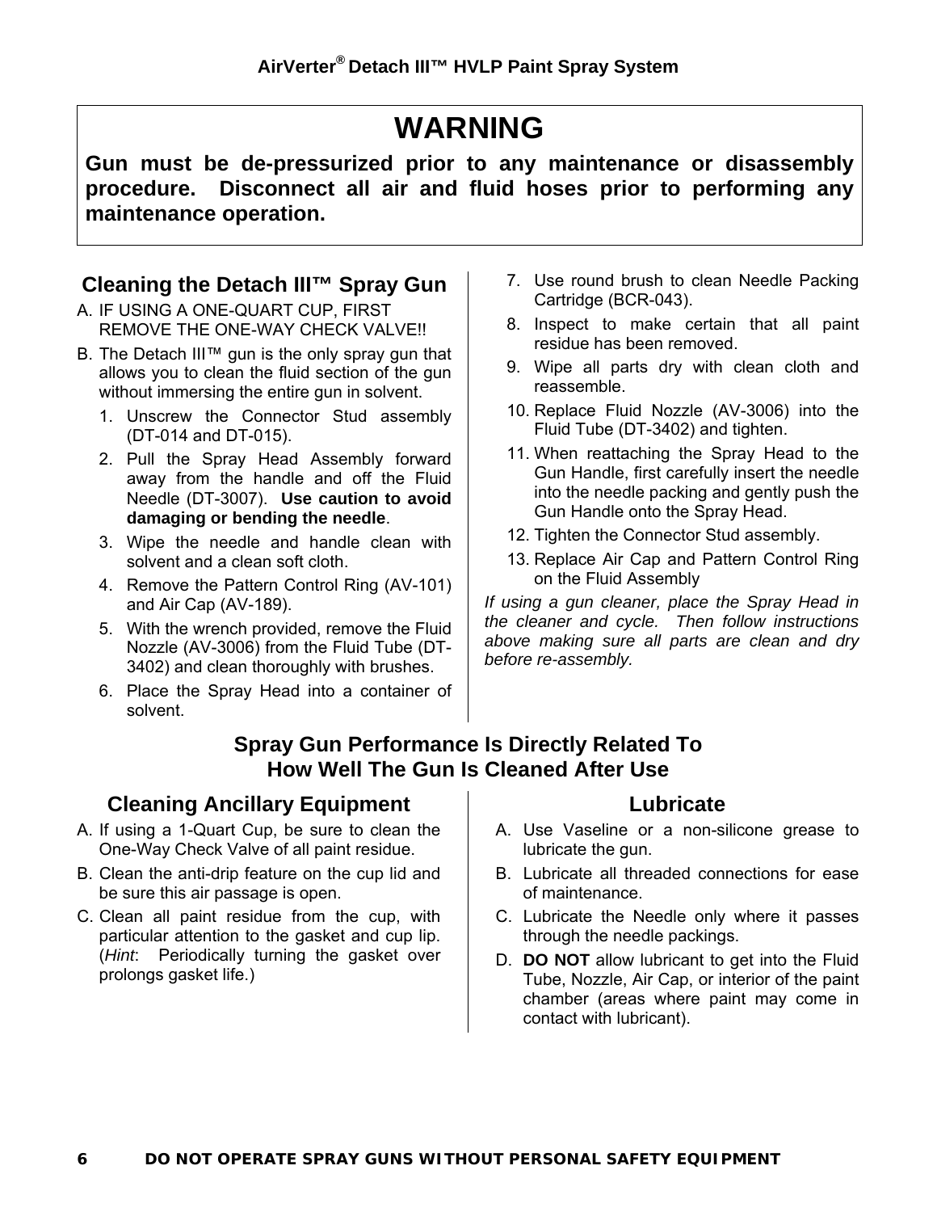# WARNING

**Gun must be de-pressurized prior to any maintenance or disassembly procedure. Disconnect all air and fluid hoses prior to performing any maintenance operation.**

## Cleaning the Detach III™ Spray Gun

A. IF USING A ONE-QUART CUP, FIRST REMOVE THE ONE-WAY CHECK VALVE!!

B. The Detach III™ gun is the only spray gun that allows you to clean the fluid section of the gun without immersing the entire gun in solvent.

1. Unscrew the Connector Stud assembly (DT-014 and DT-015).
2. Pull the Spray Head Assembly forward away from the handle and off the Fluid Needle (DT-3007). **Use caution to avoid damaging or bending the needle**.
3. Wipe the needle and handle clean with solvent and a clean soft cloth.
4. Remove the Pattern Control Ring (AV-101) and Air Cap (AV-189).
5. With the wrench provided, remove the Fluid Nozzle (AV-3006) from the Fluid Tube (DT-3402) and clean thoroughly with brushes.
6. Place the Spray Head into a container of solvent.
7. Use round brush to clean Needle Packing Cartridge (BCR-043).
8. Inspect to make certain that all paint residue has been removed.
9. Wipe all parts dry with clean cloth and reassemble.
10. Replace Fluid Nozzle (AV-3006) into the Fluid Tube (DT-3402) and tighten.
11. When reattaching the Spray Head to the Gun Handle, first carefully insert the needle into the needle packing and gently push the Gun Handle onto the Spray Head.
12. Tighten the Connector Stud assembly.
13. Replace Air Cap and Pattern Control Ring on the Fluid Assembly

*If using a gun cleaner, place the Spray Head in the cleaner and cycle. Then follow instructions above making sure all parts are clean and dry before re-assembly.*

## Spray Gun Performance Is Directly Related To How Well The Gun Is Cleaned After Use

## Cleaning Ancillary Equipment

A. If using a 1-Quart Cup, be sure to clean the One-Way Check Valve of all paint residue.

B. Clean the anti-drip feature on the cup lid and be sure this air passage is open.

C. Clean all paint residue from the cup, with particular attention to the gasket and cup lip. (*Hint*: Periodically turning the gasket over prolongs gasket life.)

## Lubricate

A. Use Vaseline or a non-silicone grease to lubricate the gun.

B. Lubricate all threaded connections for ease of maintenance.

C. Lubricate the Needle only where it passes through the needle packings.

D. **DO NOT** allow lubricant to get into the Fluid Tube, Nozzle, Air Cap, or interior of the paint chamber (areas where paint may come in contact with lubricant).

**DO NOT OPERATE SPRAY GUNS WITHOUT PERSONAL SAFETY EQUIPMENT**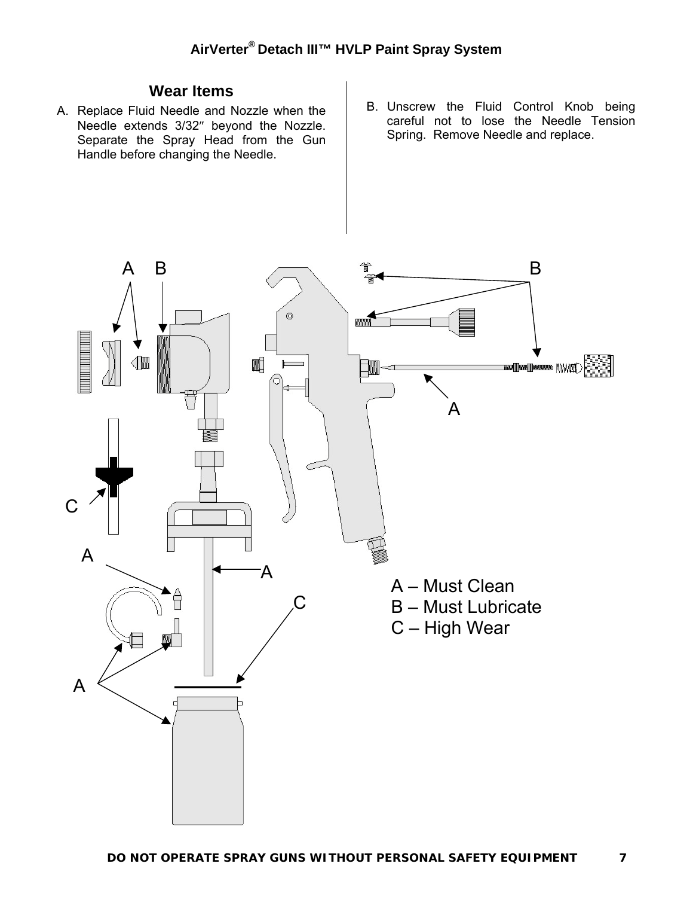## Wear Items

A. Replace Fluid Needle and Nozzle when the Needle extends 3/32″ beyond the Nozzle. Separate the Spray Head from the Gun Handle before changing the Needle.

B. Unscrew the Fluid Control Knob being careful not to lose the Needle Tension Spring. Remove Needle and replace.

A – Must Clean
B – Must Lubricate
C – High Wear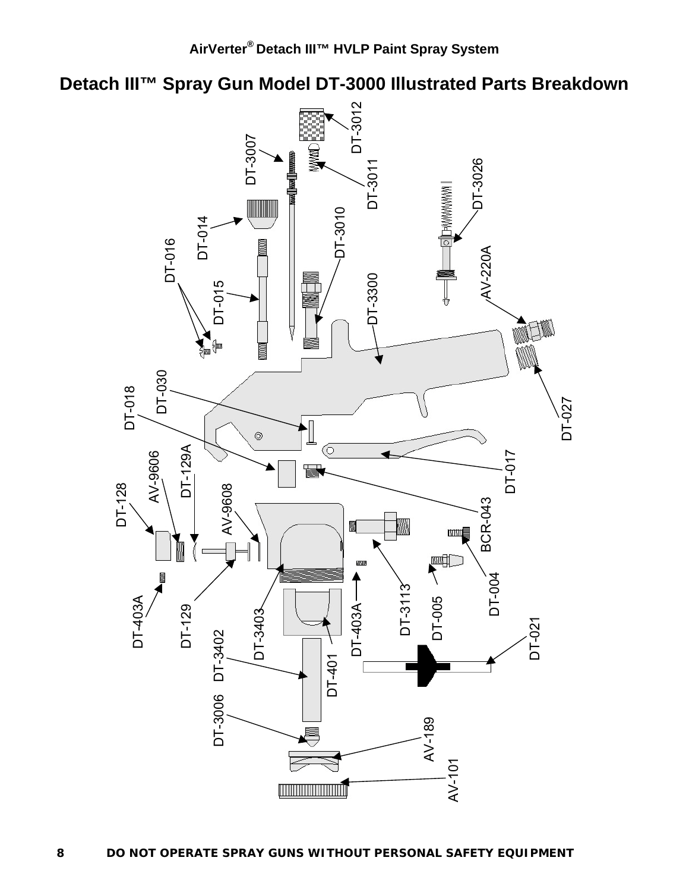## Detach III™ Spray Gun Model DT-3000 Illustrated Parts Breakdown

DT-3012
DT-3007
DT-3011
DT-3026
DT-014
DT-3010
DT-016
AV-220A
DT-015
DT-3300
DT-030
DT-018
DT-027
DT-017
AV-9606
DT-129A
DT-128
AV-9608
BCR-043
DT-004
DT-403A
DT-129
DT-3403
DT-403A
DT-3113
DT-005
DT-021
DT-3402
DT-401
DT-3006
AV-189
AV-101

**DO NOT OPERATE SPRAY GUNS WITHOUT PERSONAL SAFETY EQUIPMENT**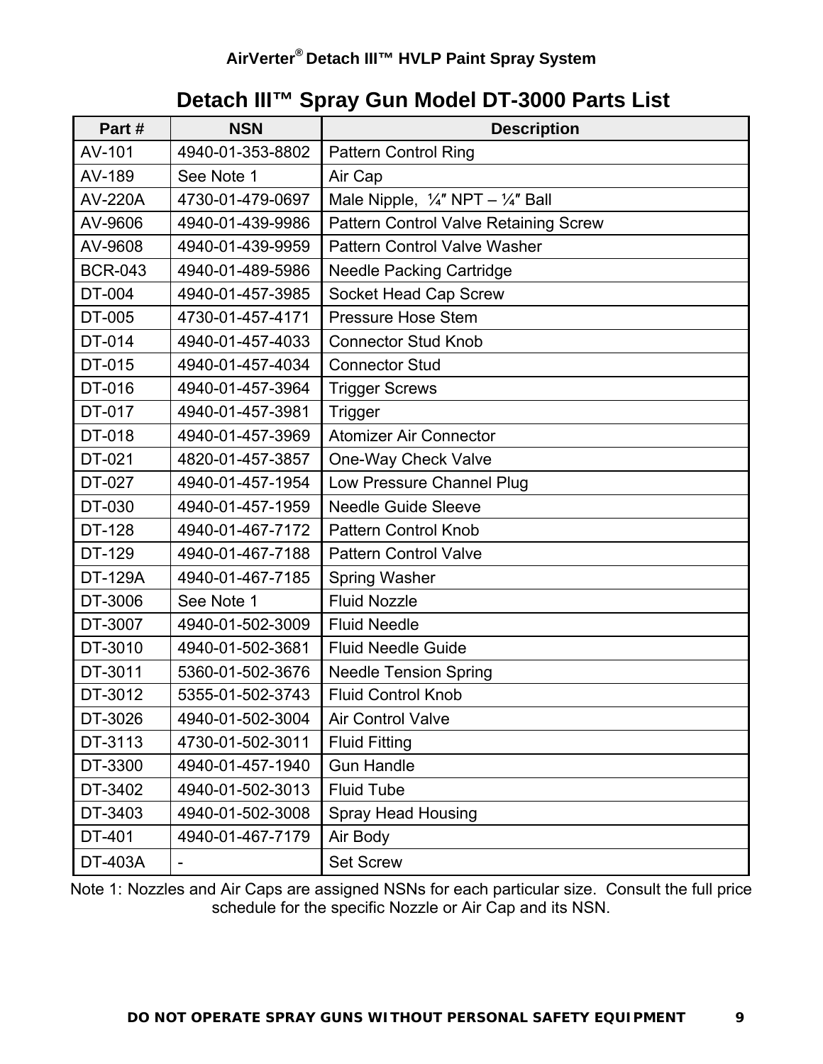# Detach III™ Spray Gun Model DT-3000 Parts List

| Part # | NSN | Description |
|---|---|---|
| AV-101 | 4940-01-353-8802 | Pattern Control Ring |
| AV-189 | See Note 1 | Air Cap |
| AV-220A | 4730-01-479-0697 | Male Nipple, ¼″ NPT – ¼″ Ball |
| AV-9606 | 4940-01-439-9986 | Pattern Control Valve Retaining Screw |
| AV-9608 | 4940-01-439-9959 | Pattern Control Valve Washer |
| BCR-043 | 4940-01-489-5986 | Needle Packing Cartridge |
| DT-004 | 4940-01-457-3985 | Socket Head Cap Screw |
| DT-005 | 4730-01-457-4171 | Pressure Hose Stem |
| DT-014 | 4940-01-457-4033 | Connector Stud Knob |
| DT-015 | 4940-01-457-4034 | Connector Stud |
| DT-016 | 4940-01-457-3964 | Trigger Screws |
| DT-017 | 4940-01-457-3981 | Trigger |
| DT-018 | 4940-01-457-3969 | Atomizer Air Connector |
| DT-021 | 4820-01-457-3857 | One-Way Check Valve |
| DT-027 | 4940-01-457-1954 | Low Pressure Channel Plug |
| DT-030 | 4940-01-457-1959 | Needle Guide Sleeve |
| DT-128 | 4940-01-467-7172 | Pattern Control Knob |
| DT-129 | 4940-01-467-7188 | Pattern Control Valve |
| DT-129A | 4940-01-467-7185 | Spring Washer |
| DT-3006 | See Note 1 | Fluid Nozzle |
| DT-3007 | 4940-01-502-3009 | Fluid Needle |
| DT-3010 | 4940-01-502-3681 | Fluid Needle Guide |
| DT-3011 | 5360-01-502-3676 | Needle Tension Spring |
| DT-3012 | 5355-01-502-3743 | Fluid Control Knob |
| DT-3026 | 4940-01-502-3004 | Air Control Valve |
| DT-3113 | 4730-01-502-3011 | Fluid Fitting |
| DT-3300 | 4940-01-457-1940 | Gun Handle |
| DT-3402 | 4940-01-502-3013 | Fluid Tube |
| DT-3403 | 4940-01-502-3008 | Spray Head Housing |
| DT-401 | 4940-01-467-7179 | Air Body |
| DT-403A | - | Set Screw |

Note 1: Nozzles and Air Caps are assigned NSNs for each particular size. Consult the full price schedule for the specific Nozzle or Air Cap and its NSN.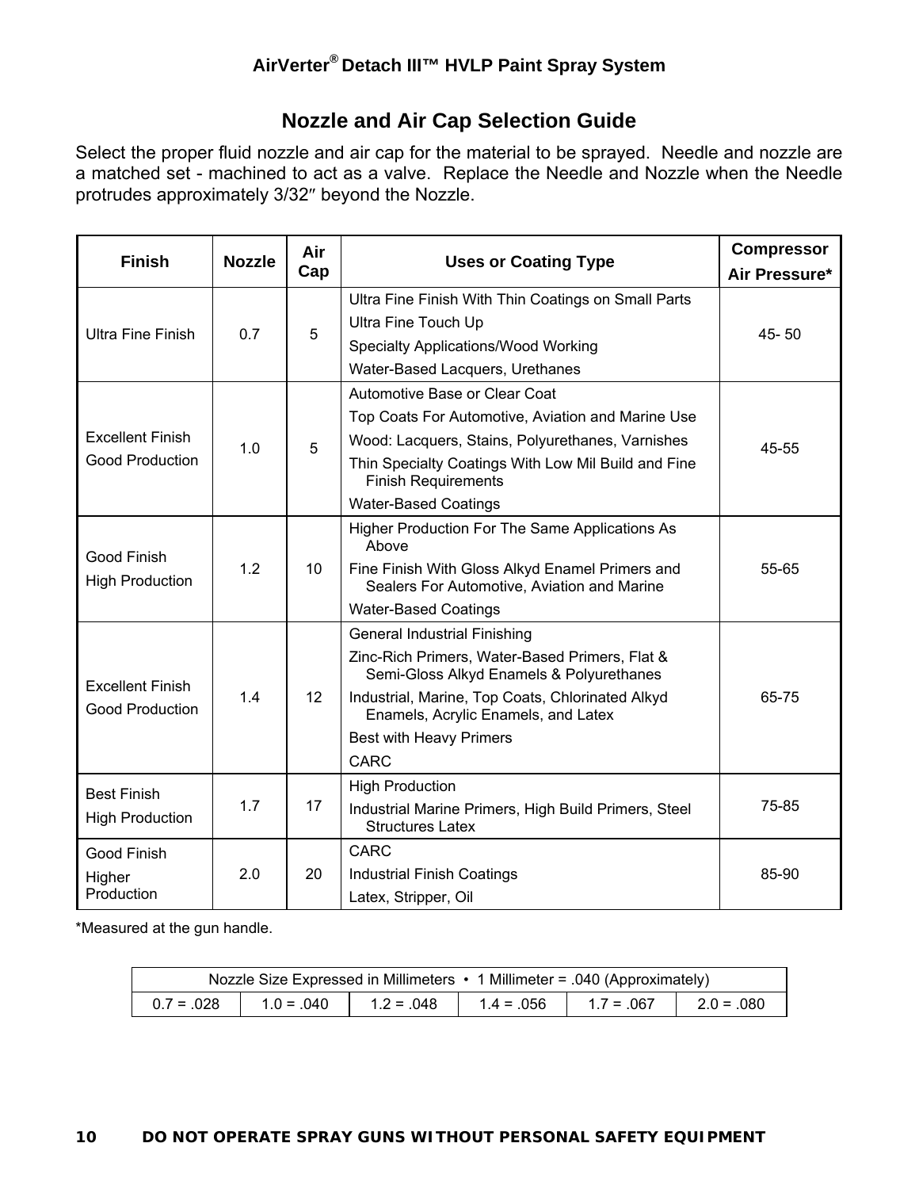## Nozzle and Air Cap Selection Guide

Select the proper fluid nozzle and air cap for the material to be sprayed. Needle and nozzle are a matched set - machined to act as a valve. Replace the Needle and Nozzle when the Needle protrudes approximately 3/32″ beyond the Nozzle.

| Finish | Nozzle | Air Cap | Uses or Coating Type | Compressor Air Pressure* |
|---|---|---|---|---|
| Ultra Fine Finish | 0.7 | 5 | Ultra Fine Finish With Thin Coatings on Small Parts<br>Ultra Fine Touch Up<br>Specialty Applications/Wood Working<br>Water-Based Lacquers, Urethanes | 45- 50 |
| Excellent Finish<br>Good Production | 1.0 | 5 | Automotive Base or Clear Coat<br>Top Coats For Automotive, Aviation and Marine Use<br>Wood: Lacquers, Stains, Polyurethanes, Varnishes<br>Thin Specialty Coatings With Low Mil Build and Fine Finish Requirements<br>Water-Based Coatings | 45-55 |
| Good Finish<br>High Production | 1.2 | 10 | Higher Production For The Same Applications As Above<br>Fine Finish With Gloss Alkyd Enamel Primers and Sealers For Automotive, Aviation and Marine<br>Water-Based Coatings | 55-65 |
| Excellent Finish<br>Good Production | 1.4 | 12 | General Industrial Finishing<br>Zinc-Rich Primers, Water-Based Primers, Flat & Semi-Gloss Alkyd Enamels & Polyurethanes<br>Industrial, Marine, Top Coats, Chlorinated Alkyd Enamels, Acrylic Enamels, and Latex<br>Best with Heavy Primers<br>CARC | 65-75 |
| Best Finish<br>High Production | 1.7 | 17 | High Production<br>Industrial Marine Primers, High Build Primers, Steel Structures Latex | 75-85 |
| Good Finish<br>Higher Production | 2.0 | 20 | CARC<br>Industrial Finish Coatings<br>Latex, Stripper, Oil | 85-90 |

*Measured at the gun handle.

| Nozzle Size Expressed in Millimeters • 1 Millimeter = .040 (Approximately) | | | | | |
|---|---|---|---|---|---|
| 0.7 = .028 | 1.0 = .040 | 1.2 = .048 | 1.4 = .056 | 1.7 = .067 | 2.0 = .080 |

**DO NOT OPERATE SPRAY GUNS WITHOUT PERSONAL SAFETY EQUIPMENT**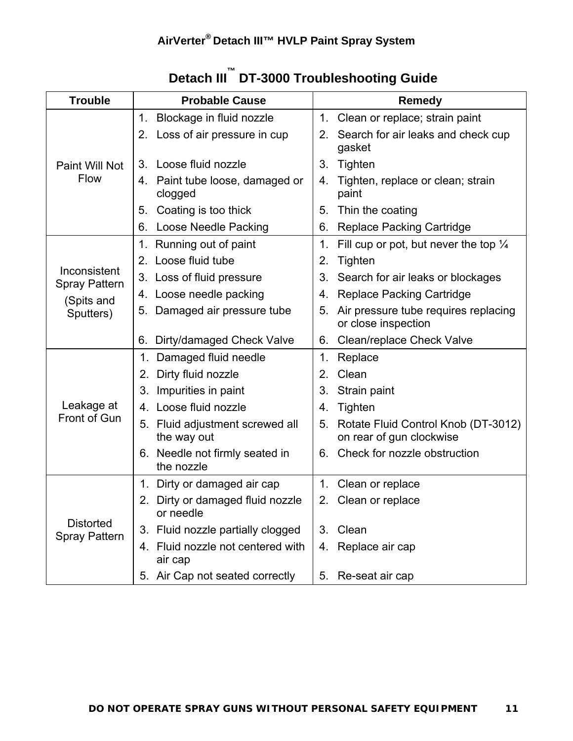# Detach III™ DT-3000 Troubleshooting Guide

| Trouble | Probable Cause | Remedy |
|---|---|---|
| Paint Will Not Flow | 1. Blockage in fluid nozzle<br>2. Loss of air pressure in cup<br>3. Loose fluid nozzle<br>4. Paint tube loose, damaged or clogged<br>5. Coating is too thick<br>6. Loose Needle Packing | 1. Clean or replace; strain paint<br>2. Search for air leaks and check cup gasket<br>3. Tighten<br>4. Tighten, replace or clean; strain paint<br>5. Thin the coating<br>6. Replace Packing Cartridge |
| Inconsistent Spray Pattern (Spits and Sputters) | 1. Running out of paint<br>2. Loose fluid tube<br>3. Loss of fluid pressure<br>4. Loose needle packing<br>5. Damaged air pressure tube<br>6. Dirty/damaged Check Valve | 1. Fill cup or pot, but never the top ¼<br>2. Tighten<br>3. Search for air leaks or blockages<br>4. Replace Packing Cartridge<br>5. Air pressure tube requires replacing or close inspection<br>6. Clean/replace Check Valve |
| Leakage at Front of Gun | 1. Damaged fluid needle<br>2. Dirty fluid nozzle<br>3. Impurities in paint<br>4. Loose fluid nozzle<br>5. Fluid adjustment screwed all the way out<br>6. Needle not firmly seated in the nozzle | 1. Replace<br>2. Clean<br>3. Strain paint<br>4. Tighten<br>5. Rotate Fluid Control Knob (DT-3012) on rear of gun clockwise<br>6. Check for nozzle obstruction |
| Distorted Spray Pattern | 1. Dirty or damaged air cap<br>2. Dirty or damaged fluid nozzle or needle<br>3. Fluid nozzle partially clogged<br>4. Fluid nozzle not centered with air cap<br>5. Air Cap not seated correctly | 1. Clean or replace<br>2. Clean or replace<br>3. Clean<br>4. Replace air cap<br>5. Re-seat air cap |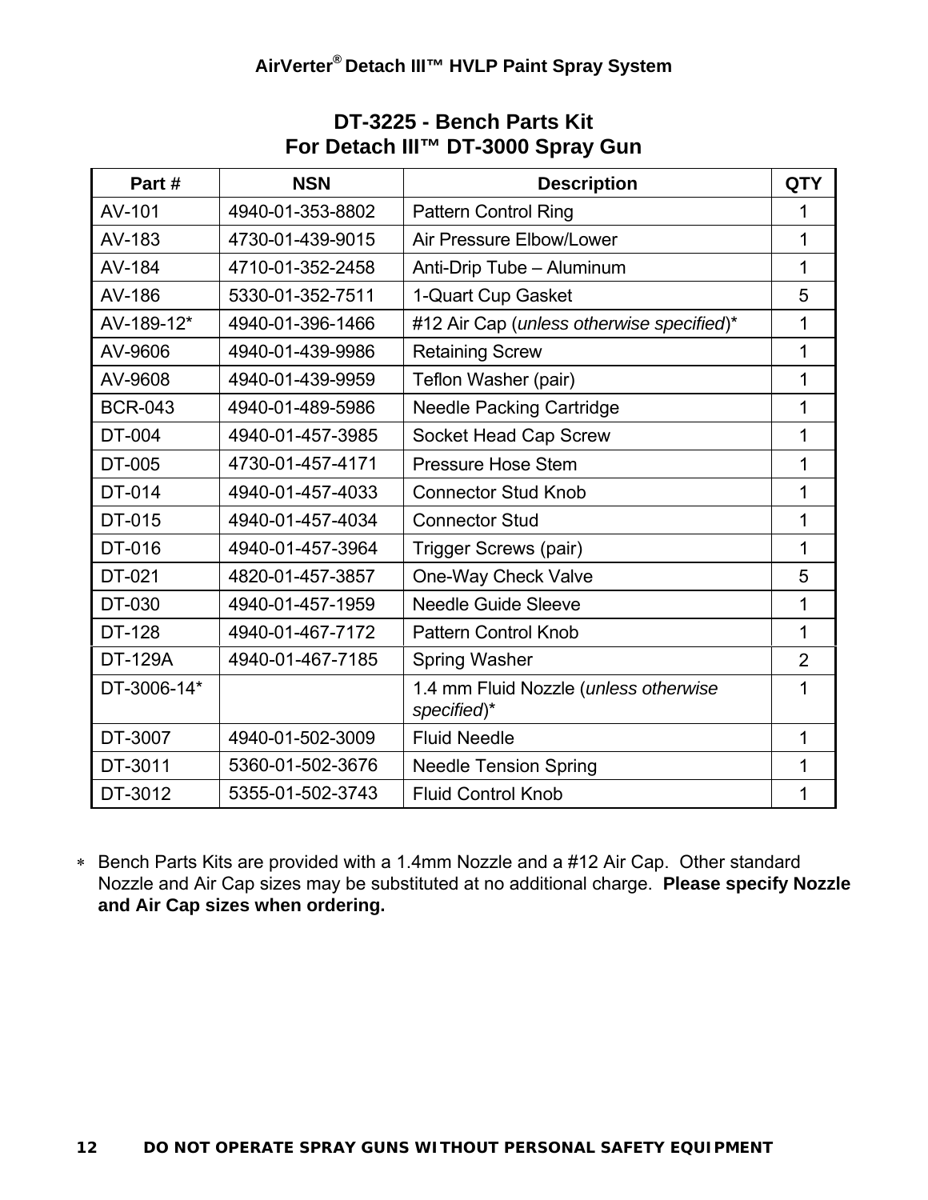## DT-3225 - Bench Parts Kit
## For Detach III™ DT-3000 Spray Gun

| Part # | NSN | Description | QTY |
|---|---|---|---|
| AV-101 | 4940-01-353-8802 | Pattern Control Ring | 1 |
| AV-183 | 4730-01-439-9015 | Air Pressure Elbow/Lower | 1 |
| AV-184 | 4710-01-352-2458 | Anti-Drip Tube – Aluminum | 1 |
| AV-186 | 5330-01-352-7511 | 1-Quart Cup Gasket | 5 |
| AV-189-12* | 4940-01-396-1466 | #12 Air Cap (*unless otherwise specified*)* | 1 |
| AV-9606 | 4940-01-439-9986 | Retaining Screw | 1 |
| AV-9608 | 4940-01-439-9959 | Teflon Washer (pair) | 1 |
| BCR-043 | 4940-01-489-5986 | Needle Packing Cartridge | 1 |
| DT-004 | 4940-01-457-3985 | Socket Head Cap Screw | 1 |
| DT-005 | 4730-01-457-4171 | Pressure Hose Stem | 1 |
| DT-014 | 4940-01-457-4033 | Connector Stud Knob | 1 |
| DT-015 | 4940-01-457-4034 | Connector Stud | 1 |
| DT-016 | 4940-01-457-3964 | Trigger Screws (pair) | 1 |
| DT-021 | 4820-01-457-3857 | One-Way Check Valve | 5 |
| DT-030 | 4940-01-457-1959 | Needle Guide Sleeve | 1 |
| DT-128 | 4940-01-467-7172 | Pattern Control Knob | 1 |
| DT-129A | 4940-01-467-7185 | Spring Washer | 2 |
| DT-3006-14* | | 1.4 mm Fluid Nozzle (*unless otherwise specified*)* | 1 |
| DT-3007 | 4940-01-502-3009 | Fluid Needle | 1 |
| DT-3011 | 5360-01-502-3676 | Needle Tension Spring | 1 |
| DT-3012 | 5355-01-502-3743 | Fluid Control Knob | 1 |

* Bench Parts Kits are provided with a 1.4mm Nozzle and a #12 Air Cap. Other standard Nozzle and Air Cap sizes may be substituted at no additional charge. **Please specify Nozzle and Air Cap sizes when ordering.**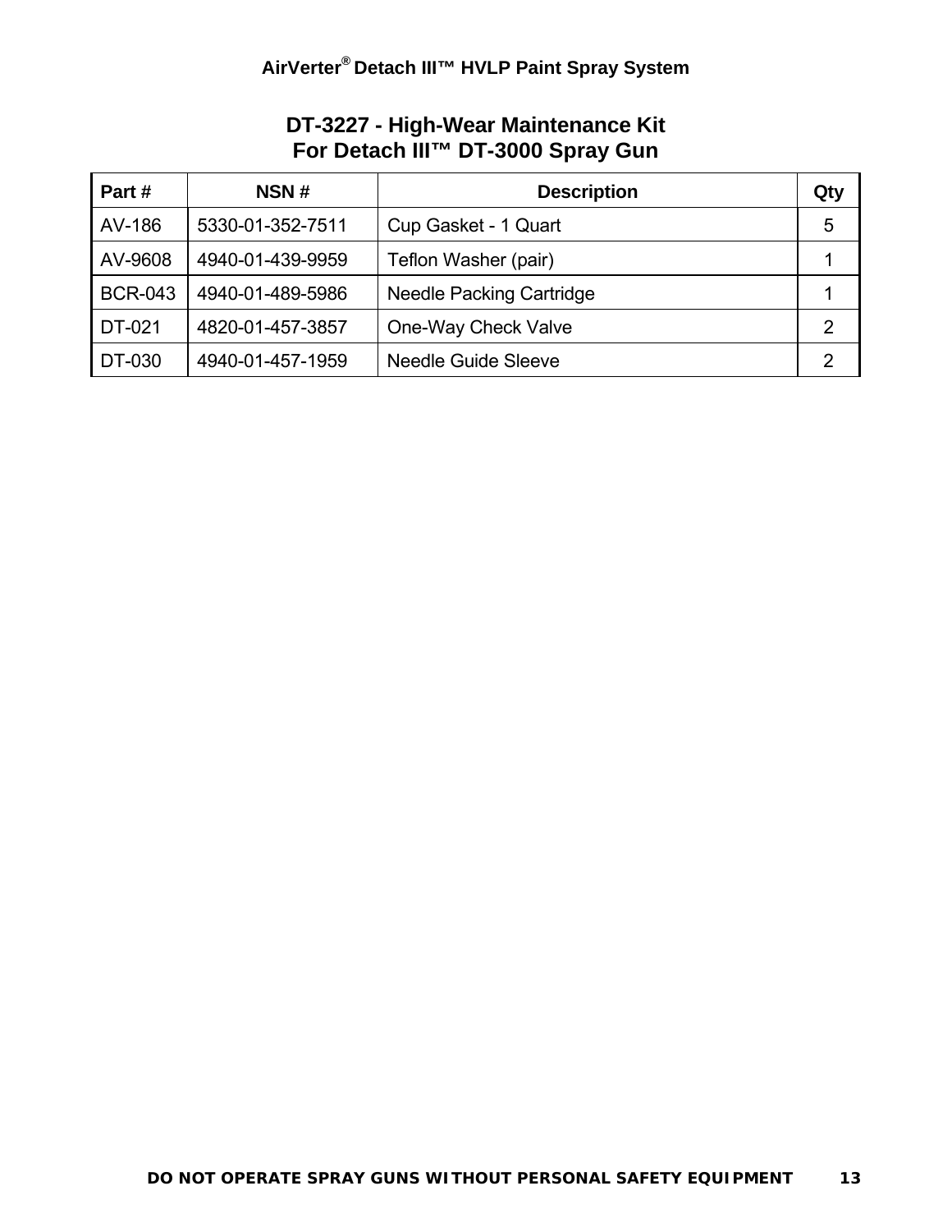## DT-3227 - High-Wear Maintenance Kit
## For Detach III™ DT-3000 Spray Gun

| Part # | NSN # | Description | Qty |
|---|---|---|---|
| AV-186 | 5330-01-352-7511 | Cup Gasket - 1 Quart | 5 |
| AV-9608 | 4940-01-439-9959 | Teflon Washer (pair) | 1 |
| BCR-043 | 4940-01-489-5986 | Needle Packing Cartridge | 1 |
| DT-021 | 4820-01-457-3857 | One-Way Check Valve | 2 |
| DT-030 | 4940-01-457-1959 | Needle Guide Sleeve | 2 |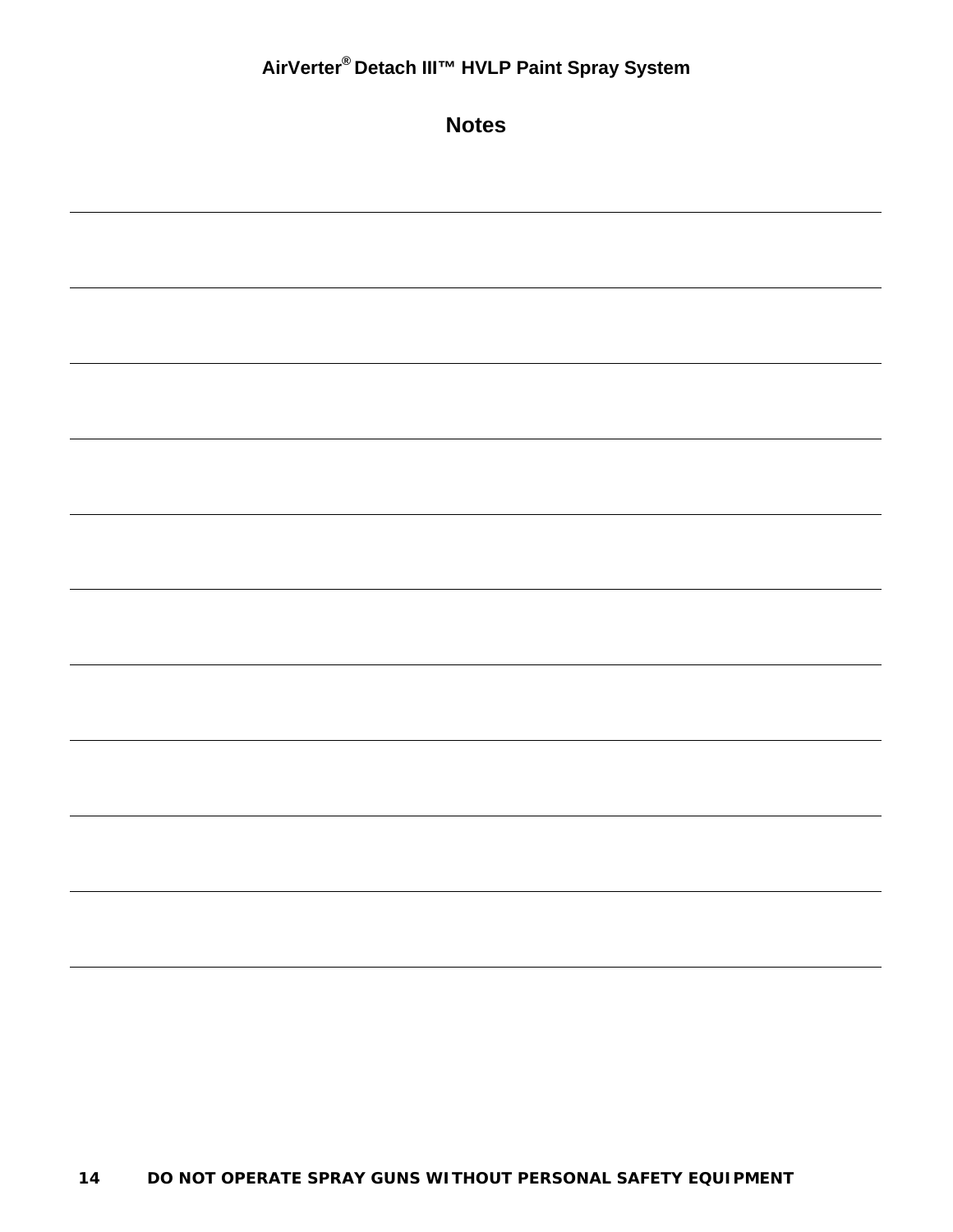## Notes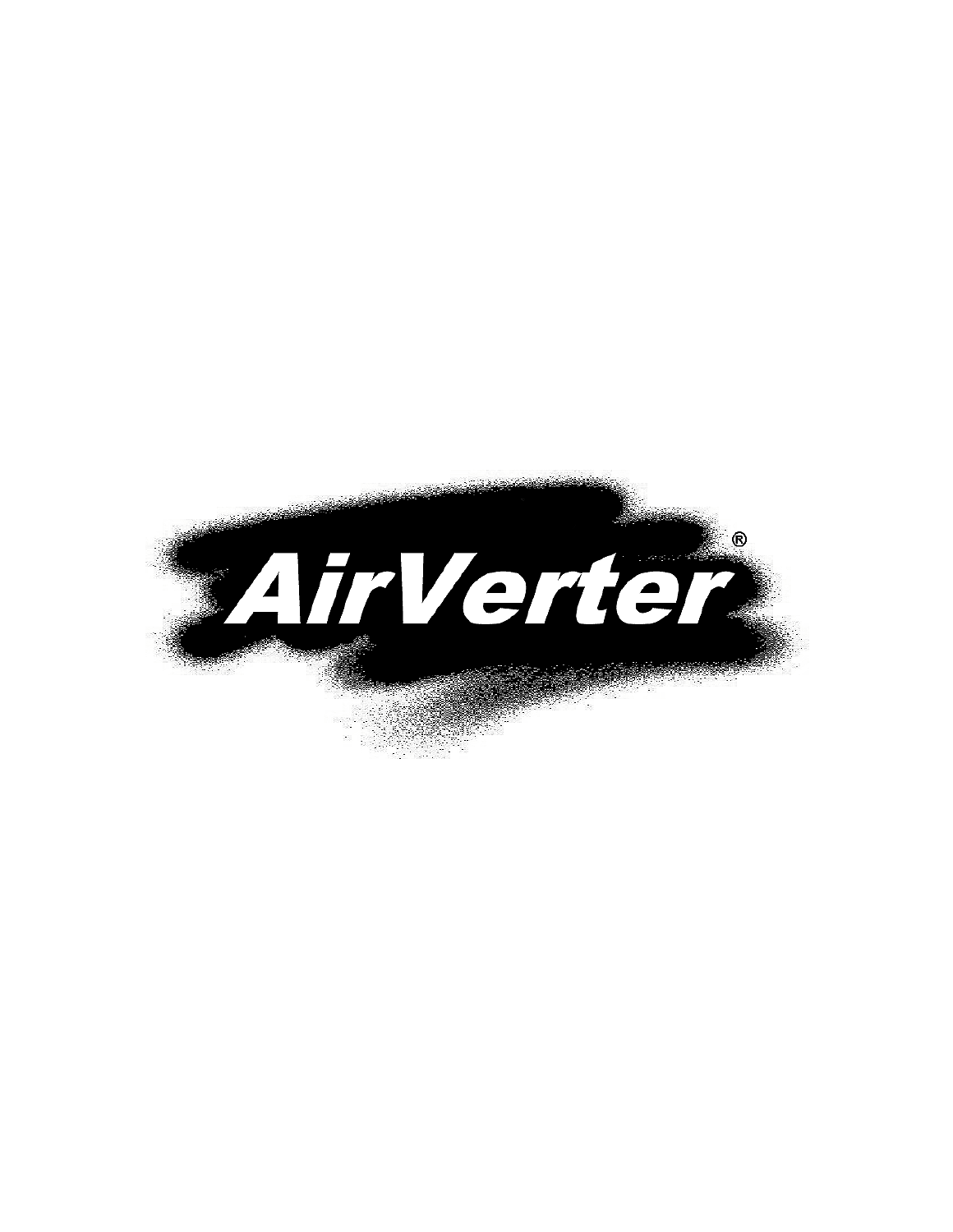AirVerter®